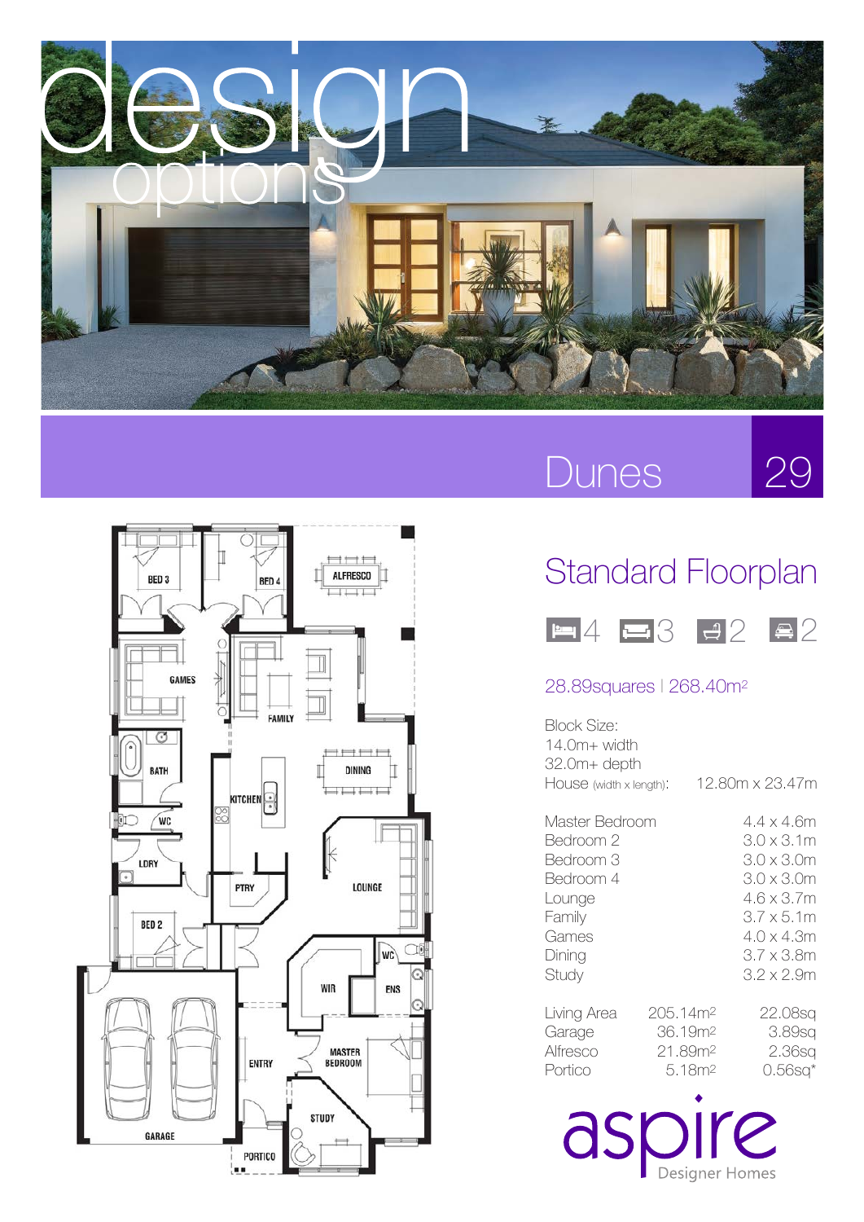# design options

## Dunes 29

## Standard Floorplan

4 bedrooms | 3 living | 2 bathrooms | 2 car spaces

28.89squares | 268.40m²

Block Size:
14.0m+ width
32.0m+ depth

| | |
|---|---|
| House (width x length): | 12.80m x 23.47m |

| Room | Size |
|---|---|
| Master Bedroom | 4.4 x 4.6m |
| Bedroom 2 | 3.0 x 3.1m |
| Bedroom 3 | 3.0 x 3.0m |
| Bedroom 4 | 3.0 x 3.0m |
| Lounge | 4.6 x 3.7m |
| Family | 3.7 x 5.1m |
| Games | 4.0 x 4.3m |
| Dining | 3.7 x 3.8m |
| Study | 3.2 x 2.9m |

| Area | m² | Squares |
|---|---|---|
| Living Area | 205.14m² | 22.08sq |
| Garage | 36.19m² | 3.89sq |
| Alfresco | 21.89m² | 2.36sq |
| Portico | 5.18m² | 0.56sq* |

aspire Designer Homes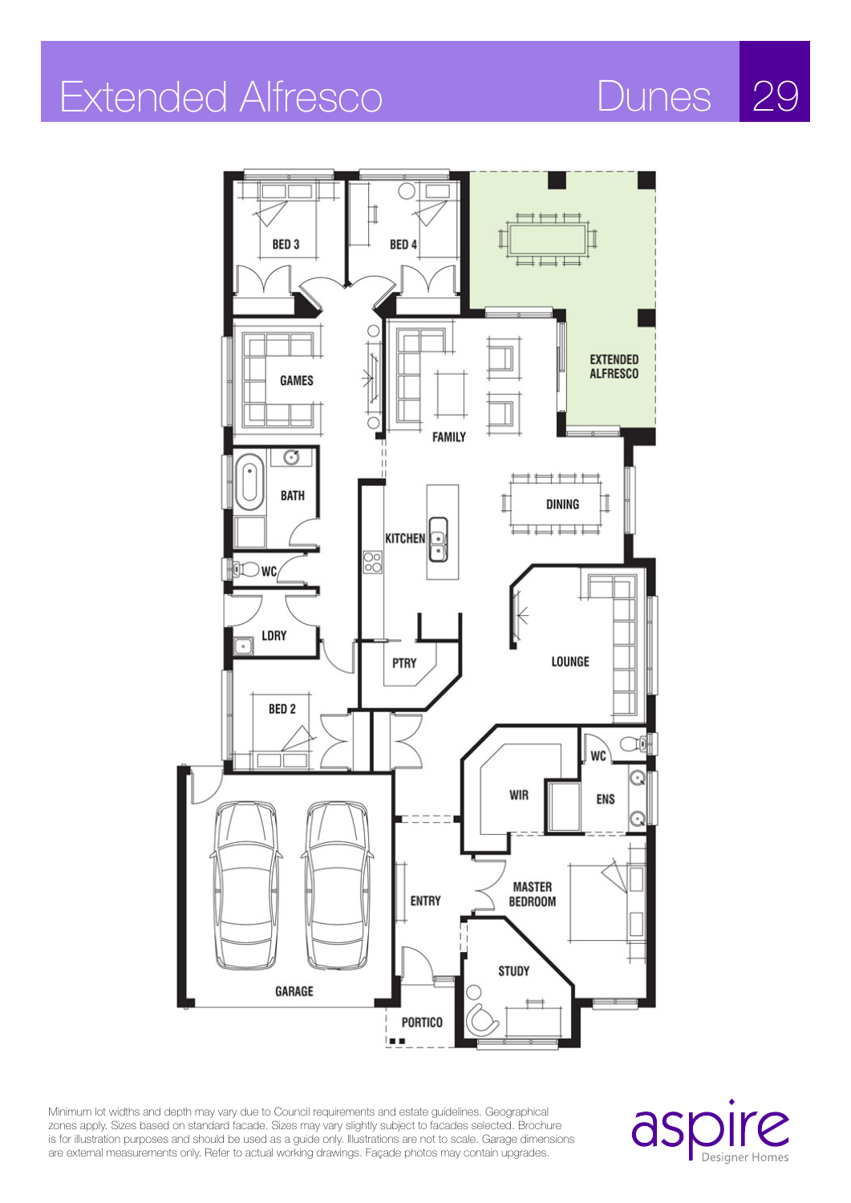# Extended Alfresco

## Dunes 29

BED 3

BED 4

EXTENDED ALFRESCO

GAMES

FAMILY

BATH

DINING

KITCHEN

WC

LDRY

LOUNGE

PTRY

BED 2

WC

WIR

ENS

MASTER BEDROOM

ENTRY

STUDY

GARAGE

PORTICO

Minimum lot widths and depth may vary due to Council requirements and estate guidelines. Geographical zones apply. Sizes based on standard facade. Sizes may vary slightly subject to facades selected. Brochure is for illustration purposes and should be used as a guide only. Illustrations are not to scale. Garage dimensions are external measurements only. Refer to actual working drawings. Façade photos may contain upgrades.

aspire Designer Homes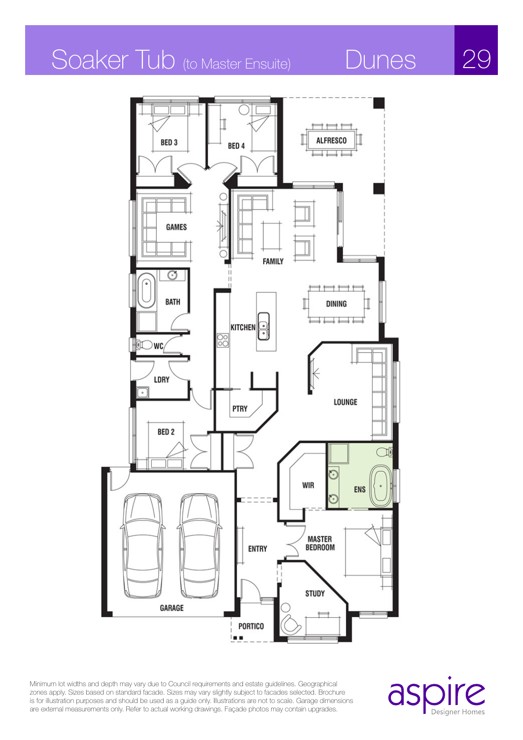# Soaker Tub (to Master Ensuite)

Dunes

29

BED 3

BED 4

ALFRESCO

GAMES

FAMILY

BATH

DINING

KITCHEN

WC

LDRY

LOUNGE

PTRY

BED 2

WIR

ENS

MASTER BEDROOM

ENTRY

STUDY

GARAGE

PORTICO

Minimum lot widths and depth may vary due to Council requirements and estate guidelines. Geographical zones apply. Sizes based on standard facade. Sizes may vary slightly subject to facades selected. Brochure is for illustration purposes and should be used as a guide only. Illustrations are not to scale. Garage dimensions are external measurements only. Refer to actual working drawings. Façade photos may contain upgrades.

aspire Designer Homes